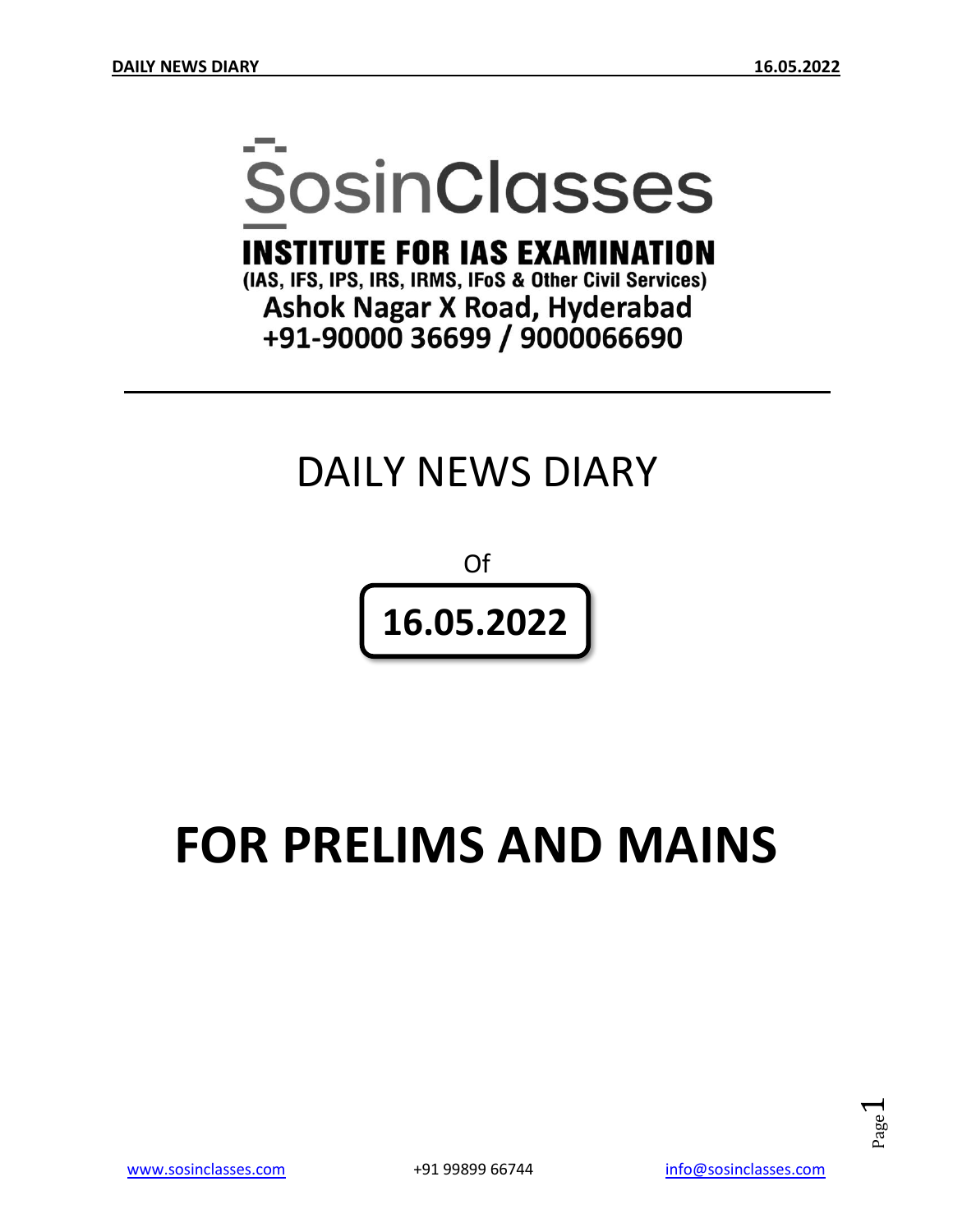# SosinClasses

**INSTITUTE FOR IAS EXAMINATION**

**(IAS, IFS, IPS, IRS, IRMS, IFoS & Other Civil Services)**

**Ashok Nagar X Road, Hyderabad**

**+91-90000 36699 / 9000066690**

---

# DAILY NEWS DIARY

Of

**16.05.2022**

# FOR PRELIMS AND MAINS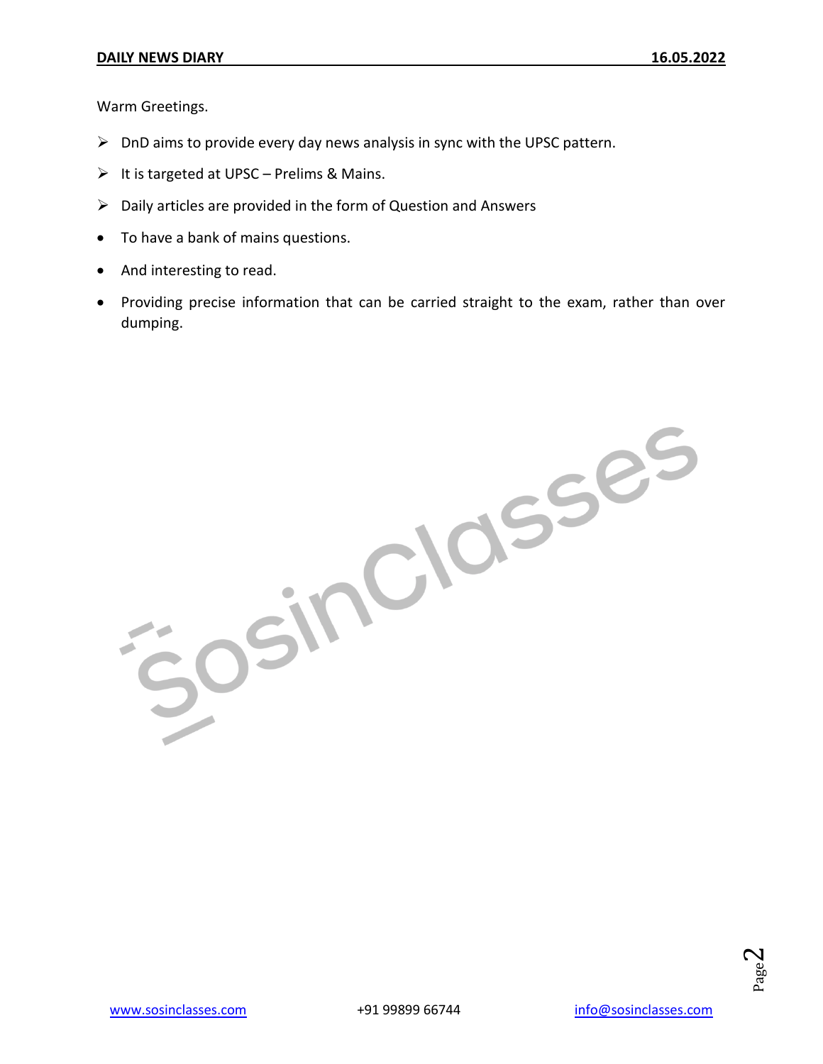Warm Greetings.

- DnD aims to provide every day news analysis in sync with the UPSC pattern.
- It is targeted at UPSC – Prelims & Mains.
- Daily articles are provided in the form of Question and Answers

- To have a bank of mains questions.
- And interesting to read.
- Providing precise information that can be carried straight to the exam, rather than over dumping.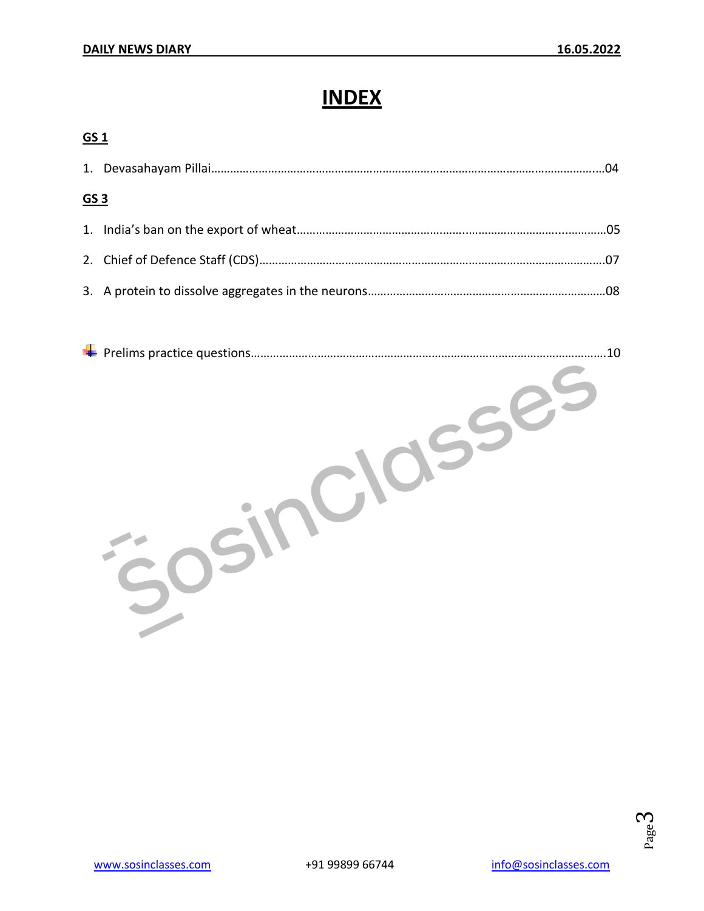# INDEX

**GS 1**

1. Devasahayam Pillai……………………………………………………………………………………………………….04

**GS 3**

1. India's ban on the export of wheat…………………………………………………………………………….05
2. Chief of Defence Staff (CDS)………………………………………………………………………………………07
3. A protein to dissolve aggregates in the neurons……………………………………………………………08

- Prelims practice questions…………………………………………………………………………………………10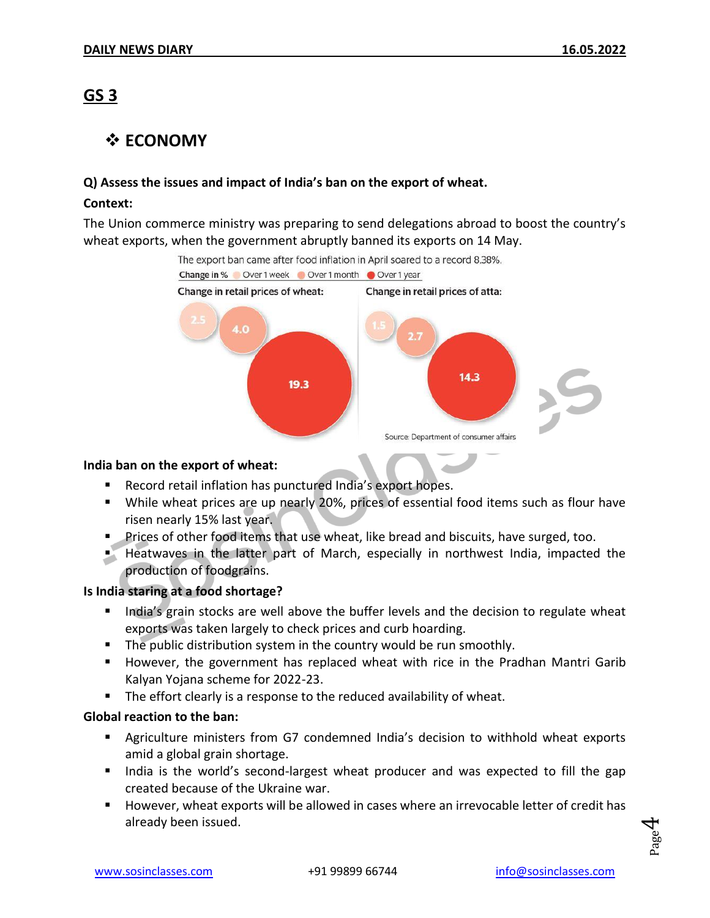# GS 3

## ❖ ECONOMY

**Q) Assess the issues and impact of India's ban on the export of wheat.**

**Context:**

The Union commerce ministry was preparing to send delegations abroad to boost the country's wheat exports, when the government abruptly banned its exports on 14 May.

The export ban came after food inflation in April soared to a record 8.38%.

Change in % — Over 1 week, Over 1 month, Over 1 year

| | Over 1 week | Over 1 month | Over 1 year |
|---|---|---|---|
| Change in retail prices of wheat | 2.5 | 4.0 | 19.3 |
| Change in retail prices of atta | 1.5 | 2.7 | 14.3 |

Source: Department of consumer affairs

**India ban on the export of wheat:**

- Record retail inflation has punctured India's export hopes.
- While wheat prices are up nearly 20%, prices of essential food items such as flour have risen nearly 15% last year.
- Prices of other food items that use wheat, like bread and biscuits, have surged, too.
- Heatwaves in the latter part of March, especially in northwest India, impacted the production of foodgrains.

**Is India staring at a food shortage?**

- India's grain stocks are well above the buffer levels and the decision to regulate wheat exports was taken largely to check prices and curb hoarding.
- The public distribution system in the country would be run smoothly.
- However, the government has replaced wheat with rice in the Pradhan Mantri Garib Kalyan Yojana scheme for 2022-23.
- The effort clearly is a response to the reduced availability of wheat.

**Global reaction to the ban:**

- Agriculture ministers from G7 condemned India's decision to withhold wheat exports amid a global grain shortage.
- India is the world's second-largest wheat producer and was expected to fill the gap created because of the Ukraine war.
- However, wheat exports will be allowed in cases where an irrevocable letter of credit has already been issued.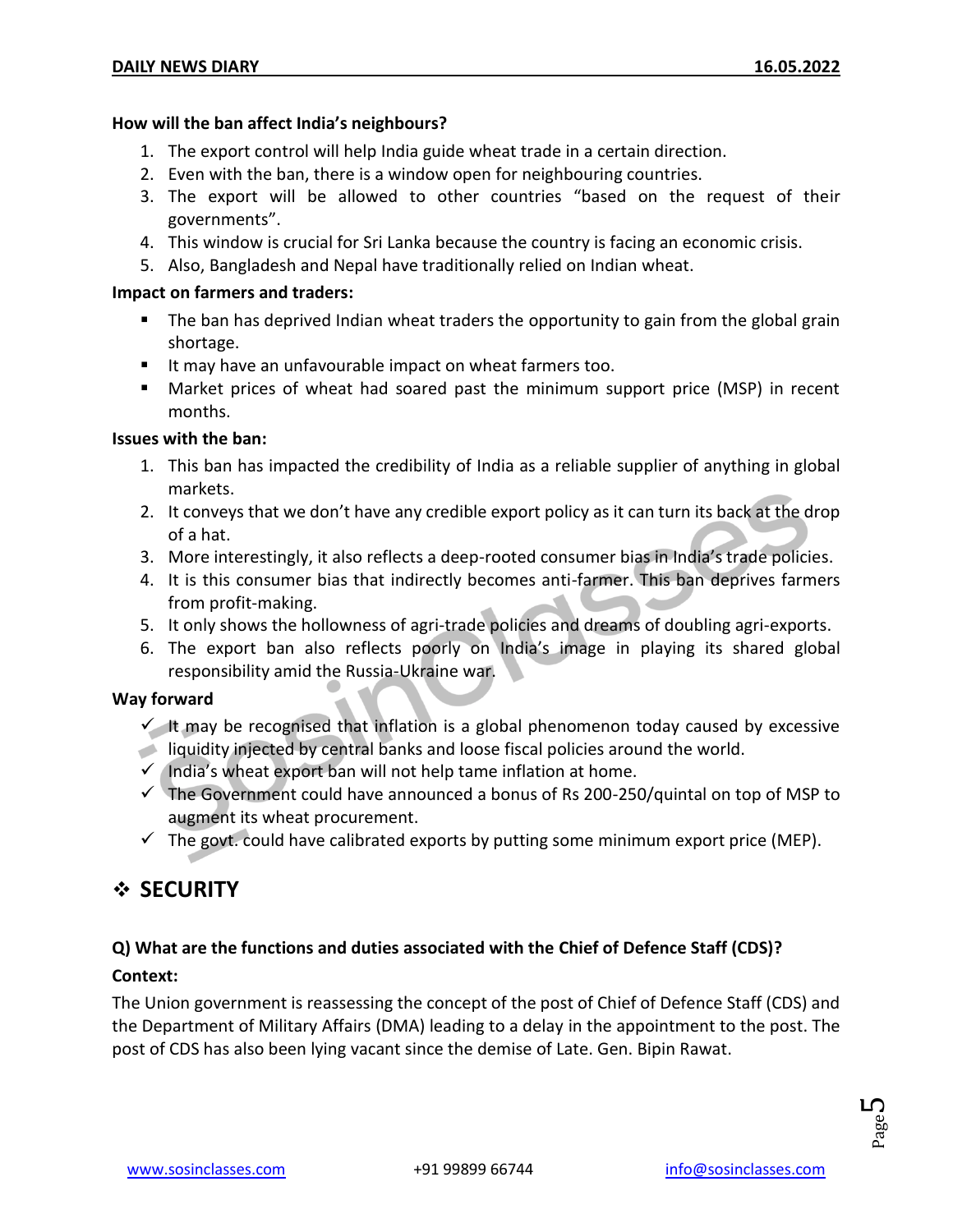**How will the ban affect India's neighbours?**

1. The export control will help India guide wheat trade in a certain direction.
2. Even with the ban, there is a window open for neighbouring countries.
3. The export will be allowed to other countries "based on the request of their governments".
4. This window is crucial for Sri Lanka because the country is facing an economic crisis.
5. Also, Bangladesh and Nepal have traditionally relied on Indian wheat.

**Impact on farmers and traders:**

- The ban has deprived Indian wheat traders the opportunity to gain from the global grain shortage.
- It may have an unfavourable impact on wheat farmers too.
- Market prices of wheat had soared past the minimum support price (MSP) in recent months.

**Issues with the ban:**

1. This ban has impacted the credibility of India as a reliable supplier of anything in global markets.
2. It conveys that we don't have any credible export policy as it can turn its back at the drop of a hat.
3. More interestingly, it also reflects a deep-rooted consumer bias in India's trade policies.
4. It is this consumer bias that indirectly becomes anti-farmer. This ban deprives farmers from profit-making.
5. It only shows the hollowness of agri-trade policies and dreams of doubling agri-exports.
6. The export ban also reflects poorly on India's image in playing its shared global responsibility amid the Russia-Ukraine war.

**Way forward**

- ✓ It may be recognised that inflation is a global phenomenon today caused by excessive liquidity injected by central banks and loose fiscal policies around the world.
- ✓ India's wheat export ban will not help tame inflation at home.
- ✓ The Government could have announced a bonus of Rs 200-250/quintal on top of MSP to augment its wheat procurement.
- ✓ The govt. could have calibrated exports by putting some minimum export price (MEP).

## ❖ SECURITY

**Q) What are the functions and duties associated with the Chief of Defence Staff (CDS)?**

**Context:**

The Union government is reassessing the concept of the post of Chief of Defence Staff (CDS) and the Department of Military Affairs (DMA) leading to a delay in the appointment to the post. The post of CDS has also been lying vacant since the demise of Late. Gen. Bipin Rawat.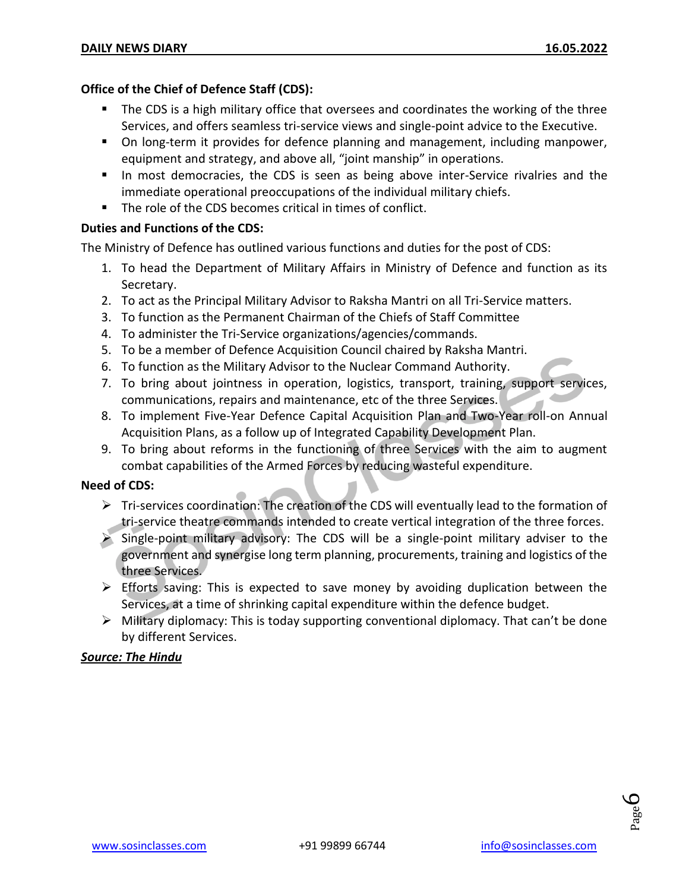**Office of the Chief of Defence Staff (CDS):**

- The CDS is a high military office that oversees and coordinates the working of the three Services, and offers seamless tri-service views and single-point advice to the Executive.
- On long-term it provides for defence planning and management, including manpower, equipment and strategy, and above all, "joint manship" in operations.
- In most democracies, the CDS is seen as being above inter-Service rivalries and the immediate operational preoccupations of the individual military chiefs.
- The role of the CDS becomes critical in times of conflict.

**Duties and Functions of the CDS:**

The Ministry of Defence has outlined various functions and duties for the post of CDS:

1. To head the Department of Military Affairs in Ministry of Defence and function as its Secretary.
2. To act as the Principal Military Advisor to Raksha Mantri on all Tri-Service matters.
3. To function as the Permanent Chairman of the Chiefs of Staff Committee
4. To administer the Tri-Service organizations/agencies/commands.
5. To be a member of Defence Acquisition Council chaired by Raksha Mantri.
6. To function as the Military Advisor to the Nuclear Command Authority.
7. To bring about jointness in operation, logistics, transport, training, support services, communications, repairs and maintenance, etc of the three Services.
8. To implement Five-Year Defence Capital Acquisition Plan and Two-Year roll-on Annual Acquisition Plans, as a follow up of Integrated Capability Development Plan.
9. To bring about reforms in the functioning of three Services with the aim to augment combat capabilities of the Armed Forces by reducing wasteful expenditure.

**Need of CDS:**

- Tri-services coordination: The creation of the CDS will eventually lead to the formation of tri-service theatre commands intended to create vertical integration of the three forces.
- Single-point military advisory: The CDS will be a single-point military adviser to the government and synergise long term planning, procurements, training and logistics of the three Services.
- Efforts saving: This is expected to save money by avoiding duplication between the Services, at a time of shrinking capital expenditure within the defence budget.
- Military diplomacy: This is today supporting conventional diplomacy. That can't be done by different Services.

***Source: The Hindu***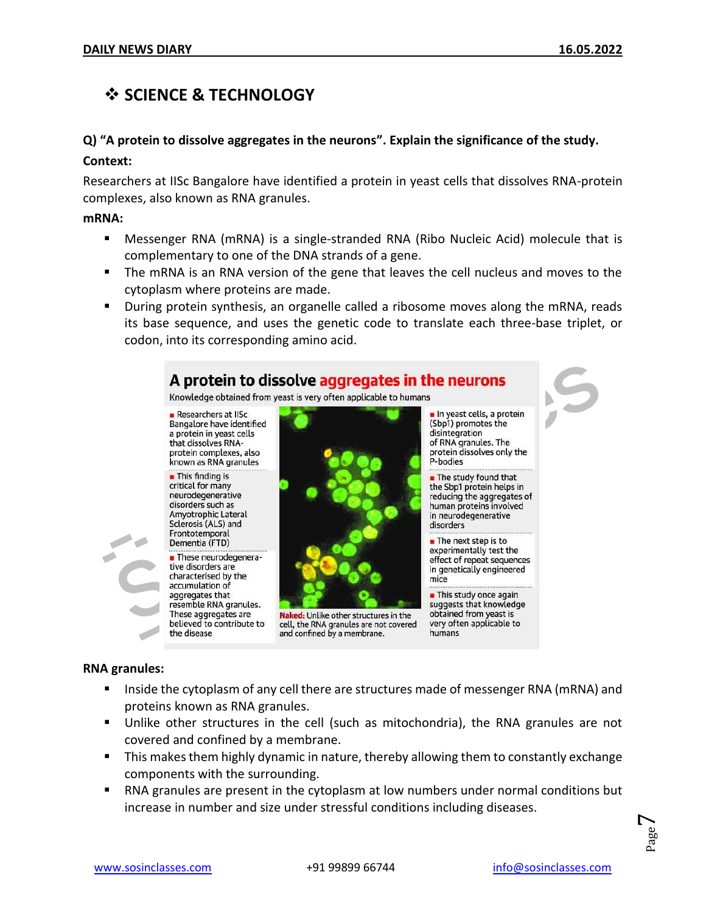## ❖ SCIENCE & TECHNOLOGY

**Q) "A protein to dissolve aggregates in the neurons". Explain the significance of the study.**

**Context:**

Researchers at IISc Bangalore have identified a protein in yeast cells that dissolves RNA-protein complexes, also known as RNA granules.

**mRNA:**

- Messenger RNA (mRNA) is a single-stranded RNA (Ribo Nucleic Acid) molecule that is complementary to one of the DNA strands of a gene.
- The mRNA is an RNA version of the gene that leaves the cell nucleus and moves to the cytoplasm where proteins are made.
- During protein synthesis, an organelle called a ribosome moves along the mRNA, reads its base sequence, and uses the genetic code to translate each three-base triplet, or codon, into its corresponding amino acid.

### A protein to dissolve aggregates in the neurons

Knowledge obtained from yeast is very often applicable to humans

- Researchers at IISc Bangalore have identified a protein in yeast cells that dissolves RNA-protein complexes, also known as RNA granules
- This finding is critical for many neurodegenerative disorders such as Amyotrophic Lateral Sclerosis (ALS) and Frontotemporal Dementia (FTD)
- These neurodegenerative disorders are characterised by the accumulation of aggregates that resemble RNA granules. These aggregates are believed to contribute to the disease

**Naked:** Unlike other structures in the cell, the RNA granules are not covered and confined by a membrane.

- In yeast cells, a protein (Sbp1) promotes the disintegration of RNA granules. The protein dissolves only the P-bodies
- The study found that the Sbp1 protein helps in reducing the aggregates of human proteins involved in neurodegenerative disorders
- The next step is to experimentally test the effect of repeat sequences in genetically engineered mice
- This study once again suggests that knowledge obtained from yeast is very often applicable to humans

**RNA granules:**

- Inside the cytoplasm of any cell there are structures made of messenger RNA (mRNA) and proteins known as RNA granules.
- Unlike other structures in the cell (such as mitochondria), the RNA granules are not covered and confined by a membrane.
- This makes them highly dynamic in nature, thereby allowing them to constantly exchange components with the surrounding.
- RNA granules are present in the cytoplasm at low numbers under normal conditions but increase in number and size under stressful conditions including diseases.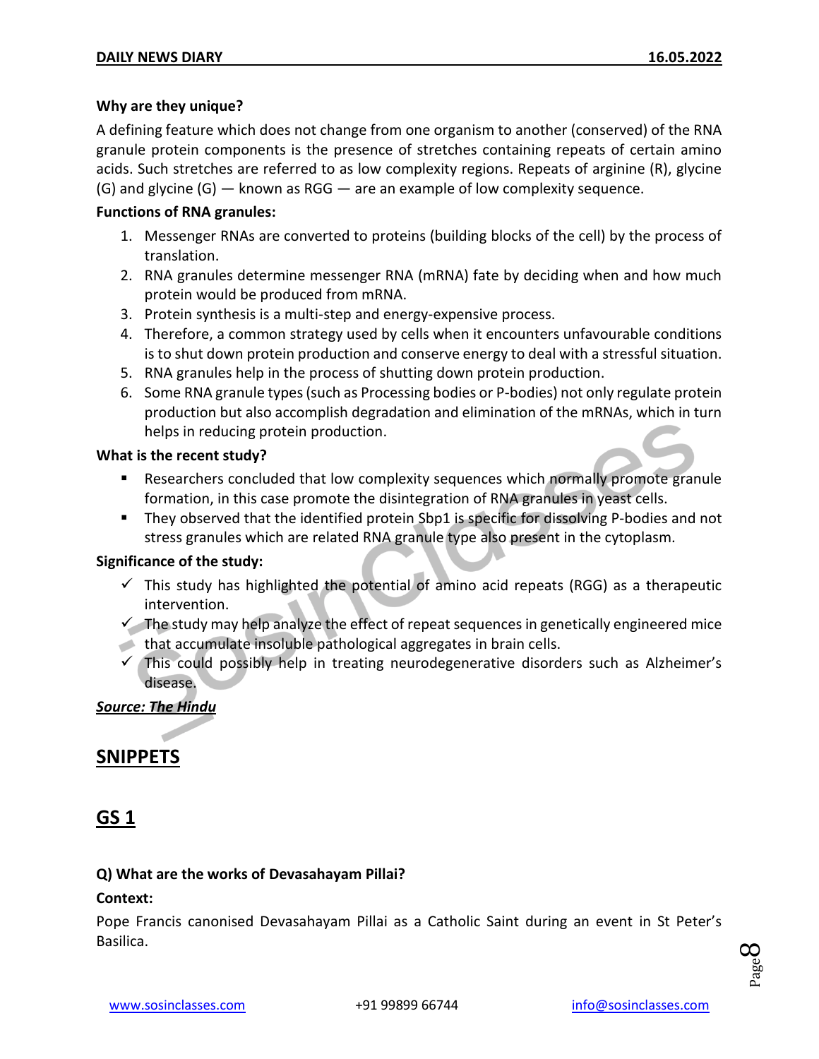**Why are they unique?**

A defining feature which does not change from one organism to another (conserved) of the RNA granule protein components is the presence of stretches containing repeats of certain amino acids. Such stretches are referred to as low complexity regions. Repeats of arginine (R), glycine (G) and glycine (G) — known as RGG — are an example of low complexity sequence.

**Functions of RNA granules:**

1. Messenger RNAs are converted to proteins (building blocks of the cell) by the process of translation.
2. RNA granules determine messenger RNA (mRNA) fate by deciding when and how much protein would be produced from mRNA.
3. Protein synthesis is a multi-step and energy-expensive process.
4. Therefore, a common strategy used by cells when it encounters unfavourable conditions is to shut down protein production and conserve energy to deal with a stressful situation.
5. RNA granules help in the process of shutting down protein production.
6. Some RNA granule types (such as Processing bodies or P-bodies) not only regulate protein production but also accomplish degradation and elimination of the mRNAs, which in turn helps in reducing protein production.

**What is the recent study?**

- Researchers concluded that low complexity sequences which normally promote granule formation, in this case promote the disintegration of RNA granules in yeast cells.
- They observed that the identified protein Sbp1 is specific for dissolving P-bodies and not stress granules which are related RNA granule type also present in the cytoplasm.

**Significance of the study:**

- ✓ This study has highlighted the potential of amino acid repeats (RGG) as a therapeutic intervention.
- ✓ The study may help analyze the effect of repeat sequences in genetically engineered mice that accumulate insoluble pathological aggregates in brain cells.
- ✓ This could possibly help in treating neurodegenerative disorders such as Alzheimer's disease.

***Source: The Hindu***

## SNIPPETS

## GS 1

**Q) What are the works of Devasahayam Pillai?**

**Context:**

Pope Francis canonised Devasahayam Pillai as a Catholic Saint during an event in St Peter's Basilica.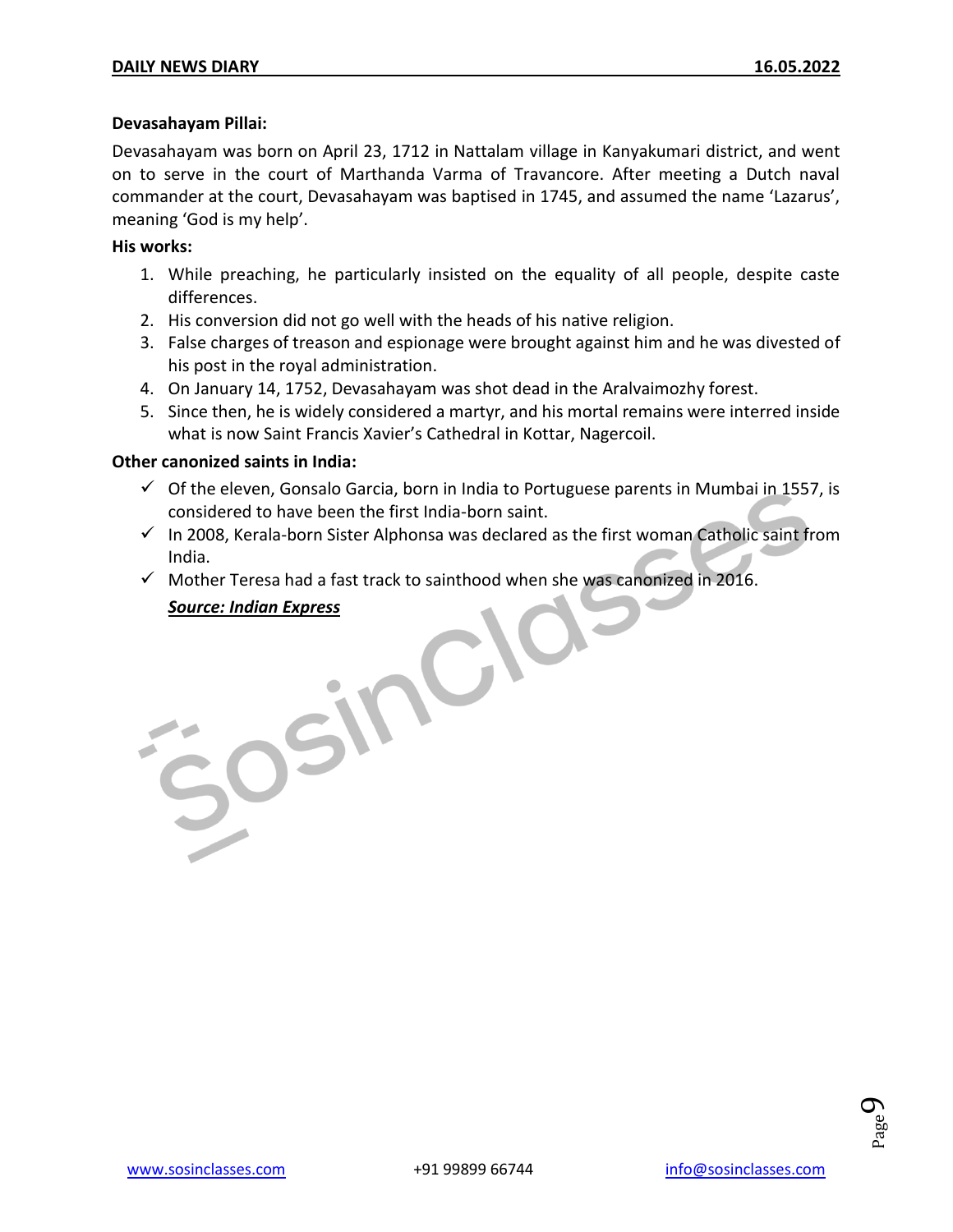**Devasahayam Pillai:**

Devasahayam was born on April 23, 1712 in Nattalam village in Kanyakumari district, and went on to serve in the court of Marthanda Varma of Travancore. After meeting a Dutch naval commander at the court, Devasahayam was baptised in 1745, and assumed the name 'Lazarus', meaning 'God is my help'.

**His works:**

1. While preaching, he particularly insisted on the equality of all people, despite caste differences.
2. His conversion did not go well with the heads of his native religion.
3. False charges of treason and espionage were brought against him and he was divested of his post in the royal administration.
4. On January 14, 1752, Devasahayam was shot dead in the Aralvaimozhy forest.
5. Since then, he is widely considered a martyr, and his mortal remains were interred inside what is now Saint Francis Xavier's Cathedral in Kottar, Nagercoil.

**Other canonized saints in India:**

- ✓ Of the eleven, Gonsalo Garcia, born in India to Portuguese parents in Mumbai in 1557, is considered to have been the first India-born saint.
- ✓ In 2008, Kerala-born Sister Alphonsa was declared as the first woman Catholic saint from India.
- ✓ Mother Teresa had a fast track to sainthood when she was canonized in 2016.

***Source: Indian Express***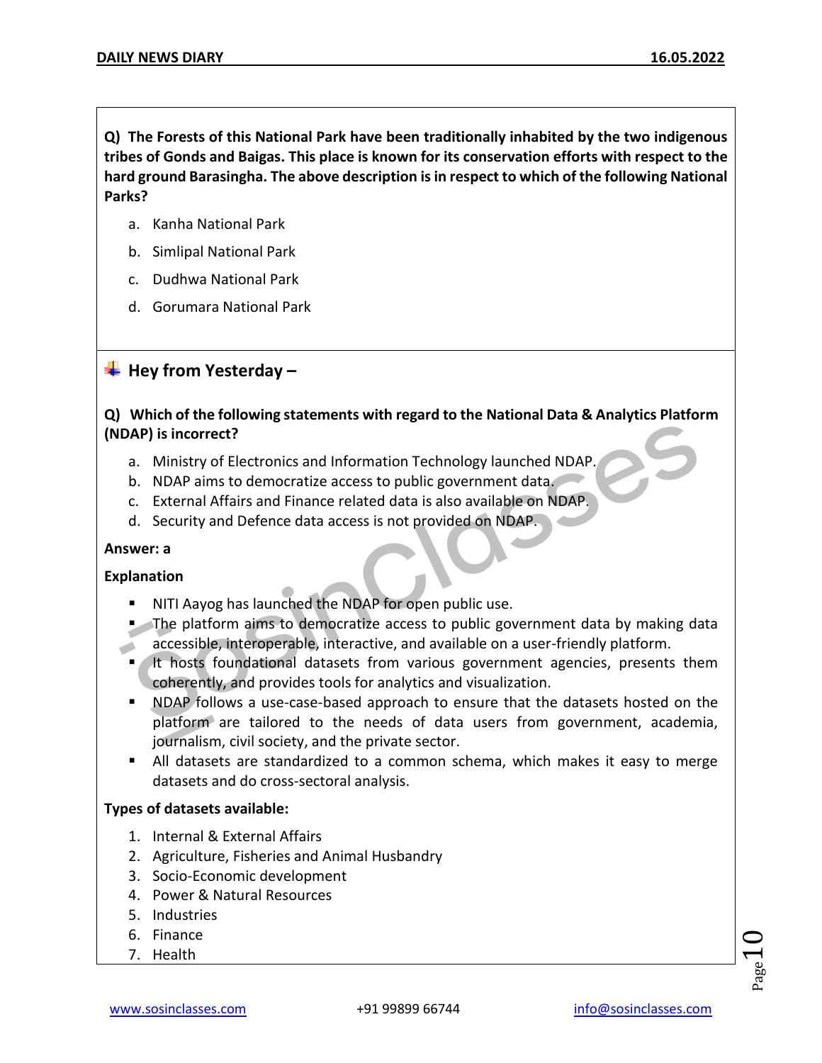**Q) The Forests of this National Park have been traditionally inhabited by the two indigenous tribes of Gonds and Baigas. This place is known for its conservation efforts with respect to the hard ground Barasingha. The above description is in respect to which of the following National Parks?**

a. Kanha National Park

b. Simlipal National Park

c. Dudhwa National Park

d. Gorumara National Park

## Hey from Yesterday –

**Q) Which of the following statements with regard to the National Data & Analytics Platform (NDAP) is incorrect?**

a. Ministry of Electronics and Information Technology launched NDAP.

b. NDAP aims to democratize access to public government data.

c. External Affairs and Finance related data is also available on NDAP.

d. Security and Defence data access is not provided on NDAP.

**Answer: a**

**Explanation**

- NITI Aayog has launched the NDAP for open public use.
- The platform aims to democratize access to public government data by making data accessible, interoperable, interactive, and available on a user-friendly platform.
- It hosts foundational datasets from various government agencies, presents them coherently, and provides tools for analytics and visualization.
- NDAP follows a use-case-based approach to ensure that the datasets hosted on the platform are tailored to the needs of data users from government, academia, journalism, civil society, and the private sector.
- All datasets are standardized to a common schema, which makes it easy to merge datasets and do cross-sectoral analysis.

**Types of datasets available:**

1. Internal & External Affairs
2. Agriculture, Fisheries and Animal Husbandry
3. Socio-Economic development
4. Power & Natural Resources
5. Industries
6. Finance
7. Health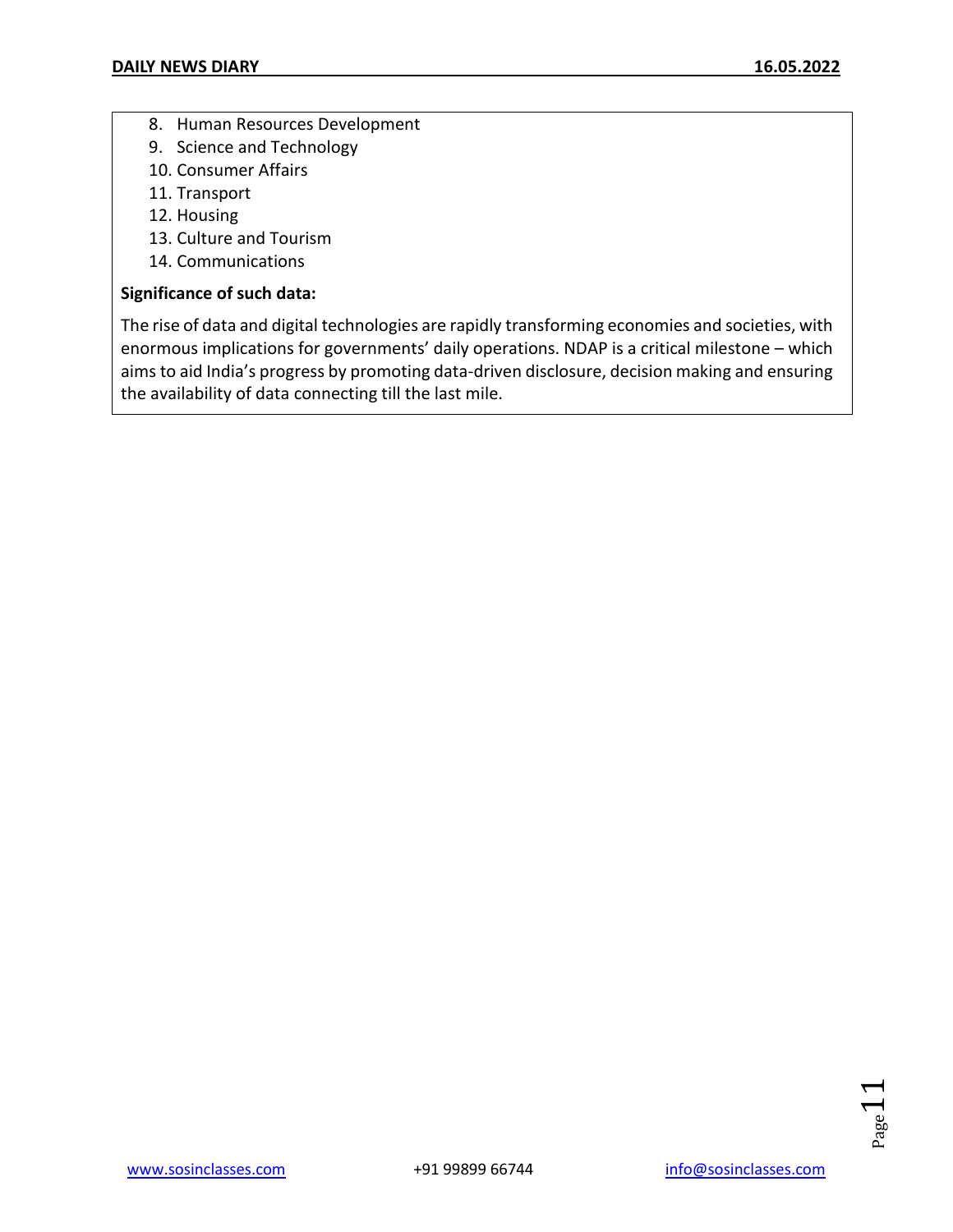8. Human Resources Development
9. Science and Technology
10. Consumer Affairs
11. Transport
12. Housing
13. Culture and Tourism
14. Communications

**Significance of such data:**

The rise of data and digital technologies are rapidly transforming economies and societies, with enormous implications for governments' daily operations. NDAP is a critical milestone – which aims to aid India's progress by promoting data-driven disclosure, decision making and ensuring the availability of data connecting till the last mile.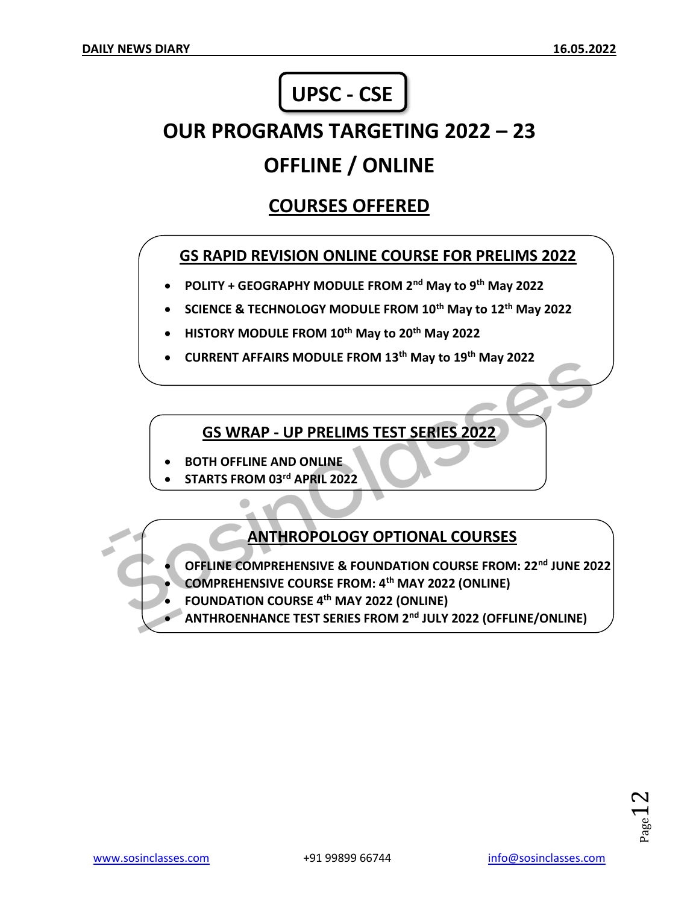# UPSC - CSE

## OUR PROGRAMS TARGETING 2022 – 23

## OFFLINE / ONLINE

## COURSES OFFERED

### GS RAPID REVISION ONLINE COURSE FOR PRELIMS 2022

- **POLITY + GEOGRAPHY MODULE FROM 2nd May to 9th May 2022**
- **SCIENCE & TECHNOLOGY MODULE FROM 10th May to 12th May 2022**
- **HISTORY MODULE FROM 10th May to 20th May 2022**
- **CURRENT AFFAIRS MODULE FROM 13th May to 19th May 2022**

### GS WRAP - UP PRELIMS TEST SERIES 2022

- **BOTH OFFLINE AND ONLINE**
- **STARTS FROM 03rd APRIL 2022**

### ANTHROPOLOGY OPTIONAL COURSES

- **OFFLINE COMPREHENSIVE & FOUNDATION COURSE FROM: 22nd JUNE 2022**
- **COMPREHENSIVE COURSE FROM: 4th MAY 2022 (ONLINE)**
- **FOUNDATION COURSE 4th MAY 2022 (ONLINE)**
- **ANTHROENHANCE TEST SERIES FROM 2nd JULY 2022 (OFFLINE/ONLINE)**